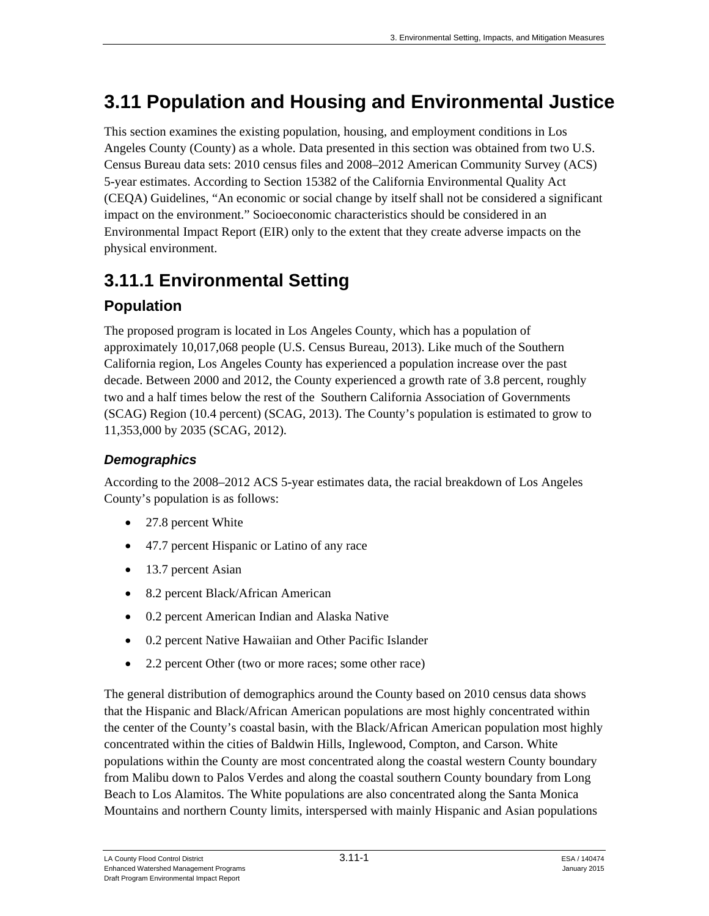# 3.11 Population and Housing and Environmental Justice

This section examines the existing population, housing, and employment conditions in Los Angeles County (County) as a whole. Data presented in this section was obtained from two U.S. Census Bureau data sets: 2010 census files and 2008–2012 American Community Survey (ACS) 5-year estimates. According to Section 15382 of the California Environmental Quality Act (CEQA) Guidelines, "An economic or social change by itself shall not be considered a significant impact on the environment." Socioeconomic characteristics should be considered in an Environmental Impact Report (EIR) only to the extent that they create adverse impacts on the physical environment.

## 3.11.1 Environmental Setting

### Population

The proposed program is located in Los Angeles County, which has a population of approximately 10,017,068 people (U.S. Census Bureau, 2013). Like much of the Southern California region, Los Angeles County has experienced a population increase over the past decade. Between 2000 and 2012, the County experienced a growth rate of 3.8 percent, roughly two and a half times below the rest of the Southern California Association of Governments (SCAG) Region (10.4 percent) (SCAG, 2013). The County's population is estimated to grow to 11,353,000 by 2035 (SCAG, 2012).

#### *Demographics*

According to the 2008–2012 ACS 5-year estimates data, the racial breakdown of Los Angeles County's population is as follows:

- 27.8 percent White
- 47.7 percent Hispanic or Latino of any race
- 13.7 percent Asian
- 8.2 percent Black/African American
- 0.2 percent American Indian and Alaska Native
- 0.2 percent Native Hawaiian and Other Pacific Islander
- 2.2 percent Other (two or more races; some other race)

The general distribution of demographics around the County based on 2010 census data shows that the Hispanic and Black/African American populations are most highly concentrated within the center of the County's coastal basin, with the Black/African American population most highly concentrated within the cities of Baldwin Hills, Inglewood, Compton, and Carson. White populations within the County are most concentrated along the coastal western County boundary from Malibu down to Palos Verdes and along the coastal southern County boundary from Long Beach to Los Alamitos. The White populations are also concentrated along the Santa Monica Mountains and northern County limits, interspersed with mainly Hispanic and Asian populations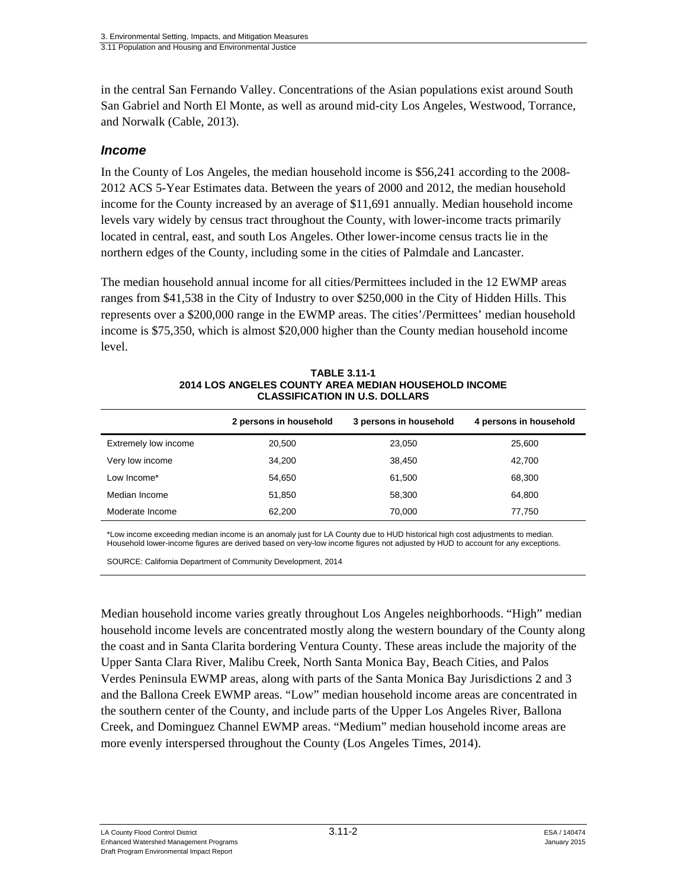in the central San Fernando Valley. Concentrations of the Asian populations exist around South San Gabriel and North El Monte, as well as around mid-city Los Angeles, Westwood, Torrance, and Norwalk (Cable, 2013).

### *Income*

In the County of Los Angeles, the median household income is $56,241 according to the 2008-2012 ACS 5-Year Estimates data. Between the years of 2000 and 2012, the median household income for the County increased by an average of $11,691 annually. Median household income levels vary widely by census tract throughout the County, with lower-income tracts primarily located in central, east, and south Los Angeles. Other lower-income census tracts lie in the northern edges of the County, including some in the cities of Palmdale and Lancaster.

The median household annual income for all cities/Permittees included in the 12 EWMP areas ranges from $41,538 in the City of Industry to over $250,000 in the City of Hidden Hills. This represents over a $200,000 range in the EWMP areas. The cities'/Permittees' median household income is $75,350, which is almost $20,000 higher than the County median household income level.

**TABLE 3.11-1**
**2014 LOS ANGELES COUNTY AREA MEDIAN HOUSEHOLD INCOME CLASSIFICATION IN U.S. DOLLARS**

| | 2 persons in household | 3 persons in household | 4 persons in household |
|---|---|---|---|
| Extremely low income | 20,500 | 23,050 | 25,600 |
| Very low income | 34,200 | 38,450 | 42,700 |
| Low Income* | 54,650 | 61,500 | 68,300 |
| Median Income | 51,850 | 58,300 | 64,800 |
| Moderate Income | 62,200 | 70,000 | 77,750 |

*Low income exceeding median income is an anomaly just for LA County due to HUD historical high cost adjustments to median. Household lower-income figures are derived based on very-low income figures not adjusted by HUD to account for any exceptions.

SOURCE: California Department of Community Development, 2014

Median household income varies greatly throughout Los Angeles neighborhoods. "High" median household income levels are concentrated mostly along the western boundary of the County along the coast and in Santa Clarita bordering Ventura County. These areas include the majority of the Upper Santa Clara River, Malibu Creek, North Santa Monica Bay, Beach Cities, and Palos Verdes Peninsula EWMP areas, along with parts of the Santa Monica Bay Jurisdictions 2 and 3 and the Ballona Creek EWMP areas. "Low" median household income areas are concentrated in the southern center of the County, and include parts of the Upper Los Angeles River, Ballona Creek, and Dominguez Channel EWMP areas. "Medium" median household income areas are more evenly interspersed throughout the County (Los Angeles Times, 2014).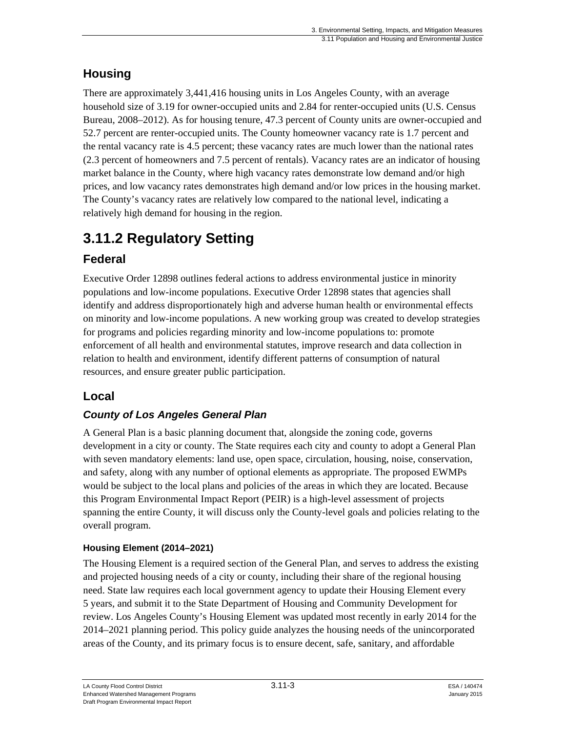## Housing

There are approximately 3,441,416 housing units in Los Angeles County, with an average household size of 3.19 for owner-occupied units and 2.84 for renter-occupied units (U.S. Census Bureau, 2008–2012). As for housing tenure, 47.3 percent of County units are owner-occupied and 52.7 percent are renter-occupied units. The County homeowner vacancy rate is 1.7 percent and the rental vacancy rate is 4.5 percent; these vacancy rates are much lower than the national rates (2.3 percent of homeowners and 7.5 percent of rentals). Vacancy rates are an indicator of housing market balance in the County, where high vacancy rates demonstrate low demand and/or high prices, and low vacancy rates demonstrates high demand and/or low prices in the housing market. The County's vacancy rates are relatively low compared to the national level, indicating a relatively high demand for housing in the region.

# 3.11.2 Regulatory Setting

## Federal

Executive Order 12898 outlines federal actions to address environmental justice in minority populations and low-income populations. Executive Order 12898 states that agencies shall identify and address disproportionately high and adverse human health or environmental effects on minority and low-income populations. A new working group was created to develop strategies for programs and policies regarding minority and low-income populations to: promote enforcement of all health and environmental statutes, improve research and data collection in relation to health and environment, identify different patterns of consumption of natural resources, and ensure greater public participation.

## Local

### *County of Los Angeles General Plan*

A General Plan is a basic planning document that, alongside the zoning code, governs development in a city or county. The State requires each city and county to adopt a General Plan with seven mandatory elements: land use, open space, circulation, housing, noise, conservation, and safety, along with any number of optional elements as appropriate. The proposed EWMPs would be subject to the local plans and policies of the areas in which they are located. Because this Program Environmental Impact Report (PEIR) is a high-level assessment of projects spanning the entire County, it will discuss only the County-level goals and policies relating to the overall program.

#### Housing Element (2014–2021)

The Housing Element is a required section of the General Plan, and serves to address the existing and projected housing needs of a city or county, including their share of the regional housing need. State law requires each local government agency to update their Housing Element every 5 years, and submit it to the State Department of Housing and Community Development for review. Los Angeles County's Housing Element was updated most recently in early 2014 for the 2014–2021 planning period. This policy guide analyzes the housing needs of the unincorporated areas of the County, and its primary focus is to ensure decent, safe, sanitary, and affordable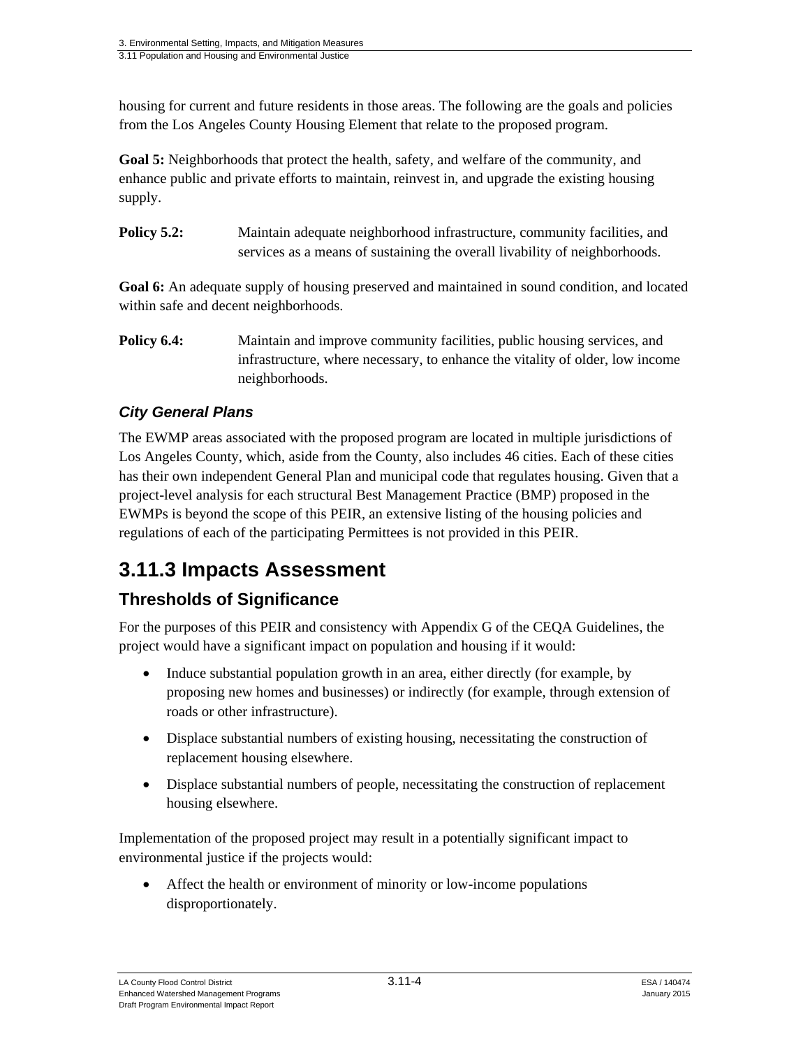housing for current and future residents in those areas. The following are the goals and policies from the Los Angeles County Housing Element that relate to the proposed program.

**Goal 5:** Neighborhoods that protect the health, safety, and welfare of the community, and enhance public and private efforts to maintain, reinvest in, and upgrade the existing housing supply.

**Policy 5.2:** Maintain adequate neighborhood infrastructure, community facilities, and services as a means of sustaining the overall livability of neighborhoods.

**Goal 6:** An adequate supply of housing preserved and maintained in sound condition, and located within safe and decent neighborhoods.

**Policy 6.4:** Maintain and improve community facilities, public housing services, and infrastructure, where necessary, to enhance the vitality of older, low income neighborhoods.

### *City General Plans*

The EWMP areas associated with the proposed program are located in multiple jurisdictions of Los Angeles County, which, aside from the County, also includes 46 cities. Each of these cities has their own independent General Plan and municipal code that regulates housing. Given that a project-level analysis for each structural Best Management Practice (BMP) proposed in the EWMPs is beyond the scope of this PEIR, an extensive listing of the housing policies and regulations of each of the participating Permittees is not provided in this PEIR.

# 3.11.3 Impacts Assessment

## Thresholds of Significance

For the purposes of this PEIR and consistency with Appendix G of the CEQA Guidelines, the project would have a significant impact on population and housing if it would:

- Induce substantial population growth in an area, either directly (for example, by proposing new homes and businesses) or indirectly (for example, through extension of roads or other infrastructure).
- Displace substantial numbers of existing housing, necessitating the construction of replacement housing elsewhere.
- Displace substantial numbers of people, necessitating the construction of replacement housing elsewhere.

Implementation of the proposed project may result in a potentially significant impact to environmental justice if the projects would:

- Affect the health or environment of minority or low-income populations disproportionately.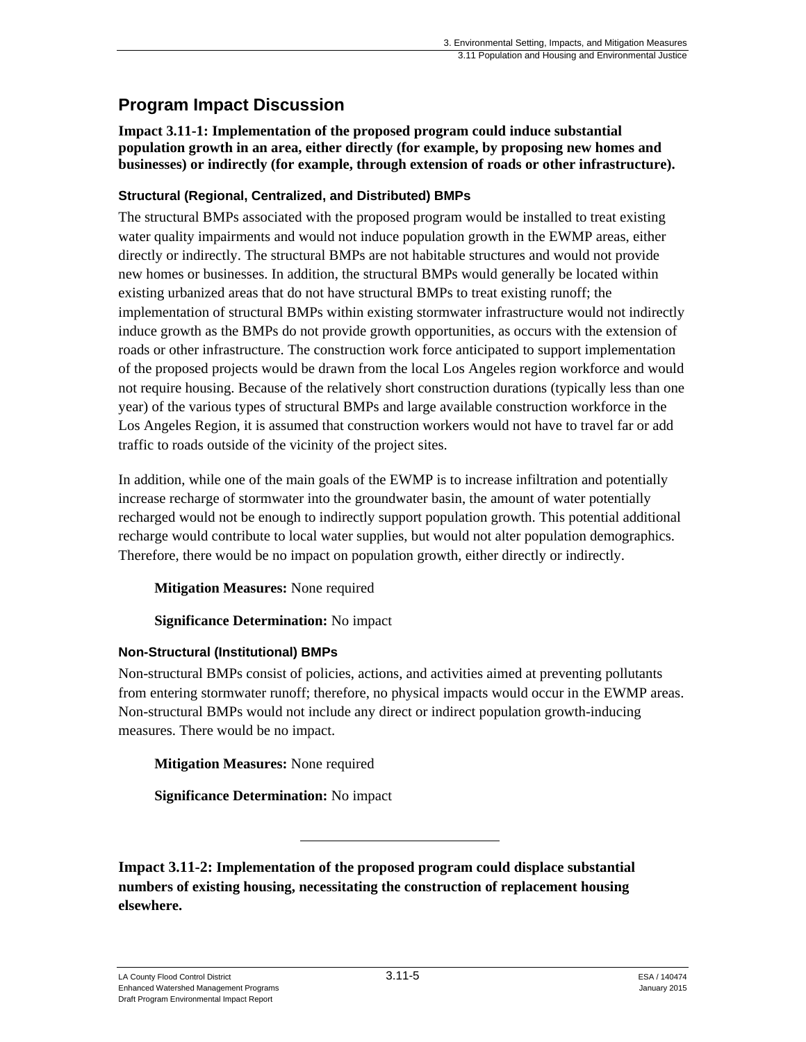## Program Impact Discussion

**Impact 3.11-1: Implementation of the proposed program could induce substantial population growth in an area, either directly (for example, by proposing new homes and businesses) or indirectly (for example, through extension of roads or other infrastructure).**

### Structural (Regional, Centralized, and Distributed) BMPs

The structural BMPs associated with the proposed program would be installed to treat existing water quality impairments and would not induce population growth in the EWMP areas, either directly or indirectly. The structural BMPs are not habitable structures and would not provide new homes or businesses. In addition, the structural BMPs would generally be located within existing urbanized areas that do not have structural BMPs to treat existing runoff; the implementation of structural BMPs within existing stormwater infrastructure would not indirectly induce growth as the BMPs do not provide growth opportunities, as occurs with the extension of roads or other infrastructure. The construction work force anticipated to support implementation of the proposed projects would be drawn from the local Los Angeles region workforce and would not require housing. Because of the relatively short construction durations (typically less than one year) of the various types of structural BMPs and large available construction workforce in the Los Angeles Region, it is assumed that construction workers would not have to travel far or add traffic to roads outside of the vicinity of the project sites.

In addition, while one of the main goals of the EWMP is to increase infiltration and potentially increase recharge of stormwater into the groundwater basin, the amount of water potentially recharged would not be enough to indirectly support population growth. This potential additional recharge would contribute to local water supplies, but would not alter population demographics. Therefore, there would be no impact on population growth, either directly or indirectly.

**Mitigation Measures:** None required

**Significance Determination:** No impact

### Non-Structural (Institutional) BMPs

Non-structural BMPs consist of policies, actions, and activities aimed at preventing pollutants from entering stormwater runoff; therefore, no physical impacts would occur in the EWMP areas. Non-structural BMPs would not include any direct or indirect population growth-inducing measures. There would be no impact.

**Mitigation Measures:** None required

**Significance Determination:** No impact

---

**Impact 3.11-2: Implementation of the proposed program could displace substantial numbers of existing housing, necessitating the construction of replacement housing elsewhere.**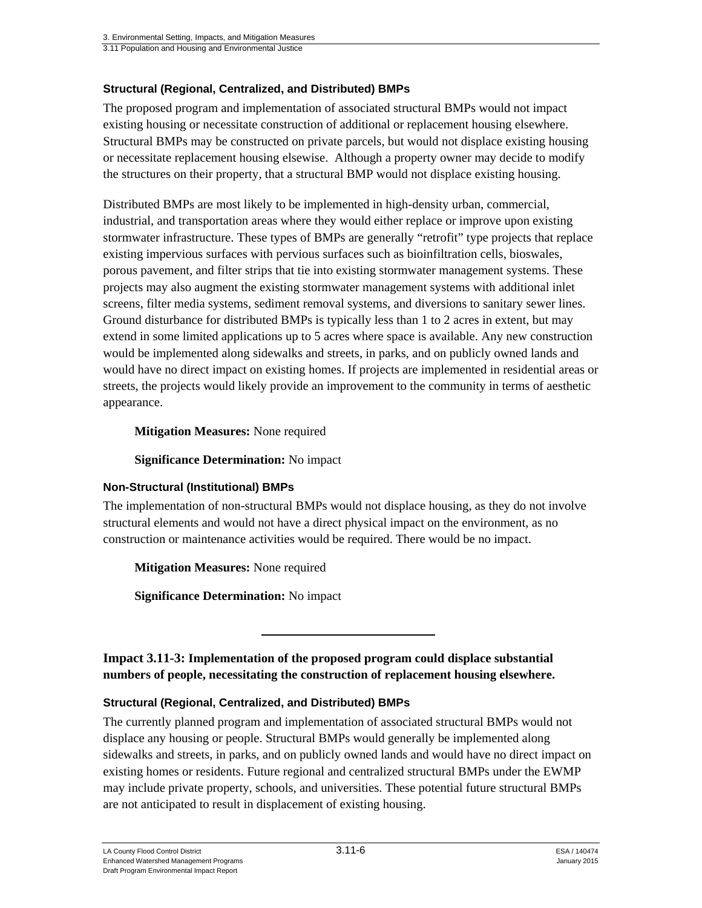#### Structural (Regional, Centralized, and Distributed) BMPs

The proposed program and implementation of associated structural BMPs would not impact existing housing or necessitate construction of additional or replacement housing elsewhere. Structural BMPs may be constructed on private parcels, but would not displace existing housing or necessitate replacement housing elsewise. Although a property owner may decide to modify the structures on their property, that a structural BMP would not displace existing housing.

Distributed BMPs are most likely to be implemented in high-density urban, commercial, industrial, and transportation areas where they would either replace or improve upon existing stormwater infrastructure. These types of BMPs are generally "retrofit" type projects that replace existing impervious surfaces with pervious surfaces such as bioinfiltration cells, bioswales, porous pavement, and filter strips that tie into existing stormwater management systems. These projects may also augment the existing stormwater management systems with additional inlet screens, filter media systems, sediment removal systems, and diversions to sanitary sewer lines. Ground disturbance for distributed BMPs is typically less than 1 to 2 acres in extent, but may extend in some limited applications up to 5 acres where space is available. Any new construction would be implemented along sidewalks and streets, in parks, and on publicly owned lands and would have no direct impact on existing homes. If projects are implemented in residential areas or streets, the projects would likely provide an improvement to the community in terms of aesthetic appearance.

**Mitigation Measures:** None required

**Significance Determination:** No impact

#### Non-Structural (Institutional) BMPs

The implementation of non-structural BMPs would not displace housing, as they do not involve structural elements and would not have a direct physical impact on the environment, as no construction or maintenance activities would be required. There would be no impact.

**Mitigation Measures:** None required

**Significance Determination:** No impact

---

### Impact 3.11-3: Implementation of the proposed program could displace substantial numbers of people, necessitating the construction of replacement housing elsewhere.

#### Structural (Regional, Centralized, and Distributed) BMPs

The currently planned program and implementation of associated structural BMPs would not displace any housing or people. Structural BMPs would generally be implemented along sidewalks and streets, in parks, and on publicly owned lands and would have no direct impact on existing homes or residents. Future regional and centralized structural BMPs under the EWMP may include private property, schools, and universities. These potential future structural BMPs are not anticipated to result in displacement of existing housing.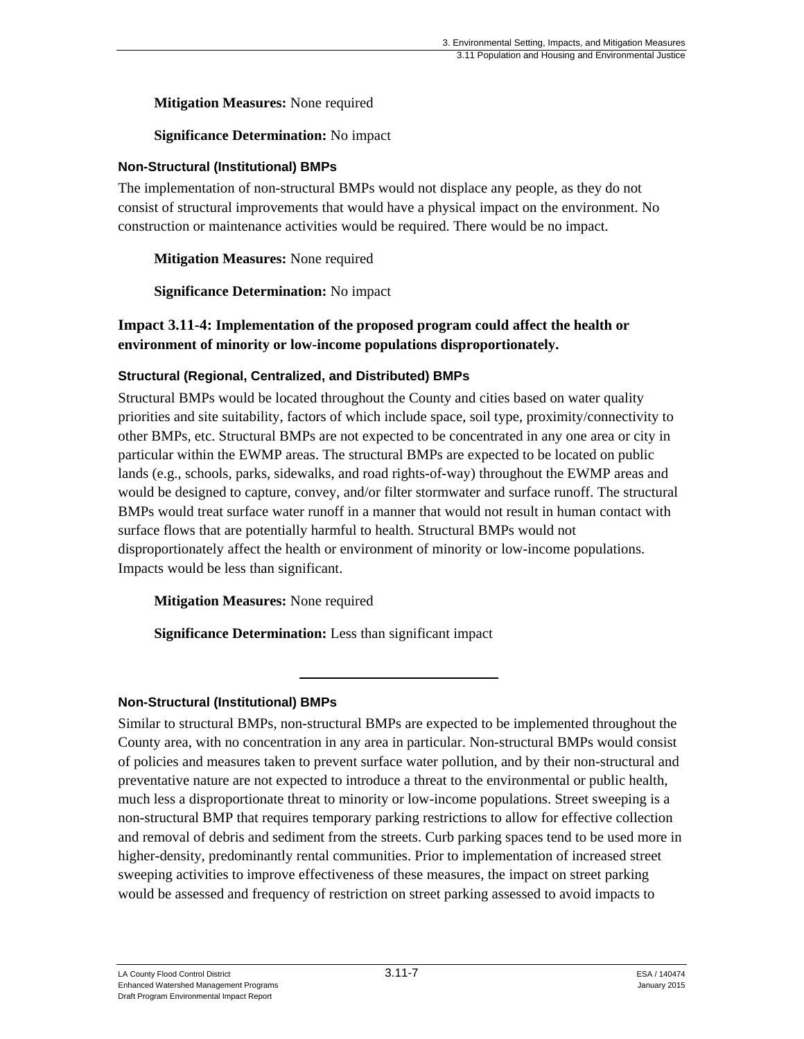**Mitigation Measures:** None required

**Significance Determination:** No impact

#### Non-Structural (Institutional) BMPs

The implementation of non-structural BMPs would not displace any people, as they do not consist of structural improvements that would have a physical impact on the environment. No construction or maintenance activities would be required. There would be no impact.

**Mitigation Measures:** None required

**Significance Determination:** No impact

### Impact 3.11-4: Implementation of the proposed program could affect the health or environment of minority or low-income populations disproportionately.

#### Structural (Regional, Centralized, and Distributed) BMPs

Structural BMPs would be located throughout the County and cities based on water quality priorities and site suitability, factors of which include space, soil type, proximity/connectivity to other BMPs, etc. Structural BMPs are not expected to be concentrated in any one area or city in particular within the EWMP areas. The structural BMPs are expected to be located on public lands (e.g., schools, parks, sidewalks, and road rights-of-way) throughout the EWMP areas and would be designed to capture, convey, and/or filter stormwater and surface runoff. The structural BMPs would treat surface water runoff in a manner that would not result in human contact with surface flows that are potentially harmful to health. Structural BMPs would not disproportionately affect the health or environment of minority or low-income populations. Impacts would be less than significant.

**Mitigation Measures:** None required

**Significance Determination:** Less than significant impact

---

#### Non-Structural (Institutional) BMPs

Similar to structural BMPs, non-structural BMPs are expected to be implemented throughout the County area, with no concentration in any area in particular. Non-structural BMPs would consist of policies and measures taken to prevent surface water pollution, and by their non-structural and preventative nature are not expected to introduce a threat to the environmental or public health, much less a disproportionate threat to minority or low-income populations. Street sweeping is a non-structural BMP that requires temporary parking restrictions to allow for effective collection and removal of debris and sediment from the streets. Curb parking spaces tend to be used more in higher-density, predominantly rental communities. Prior to implementation of increased street sweeping activities to improve effectiveness of these measures, the impact on street parking would be assessed and frequency of restriction on street parking assessed to avoid impacts to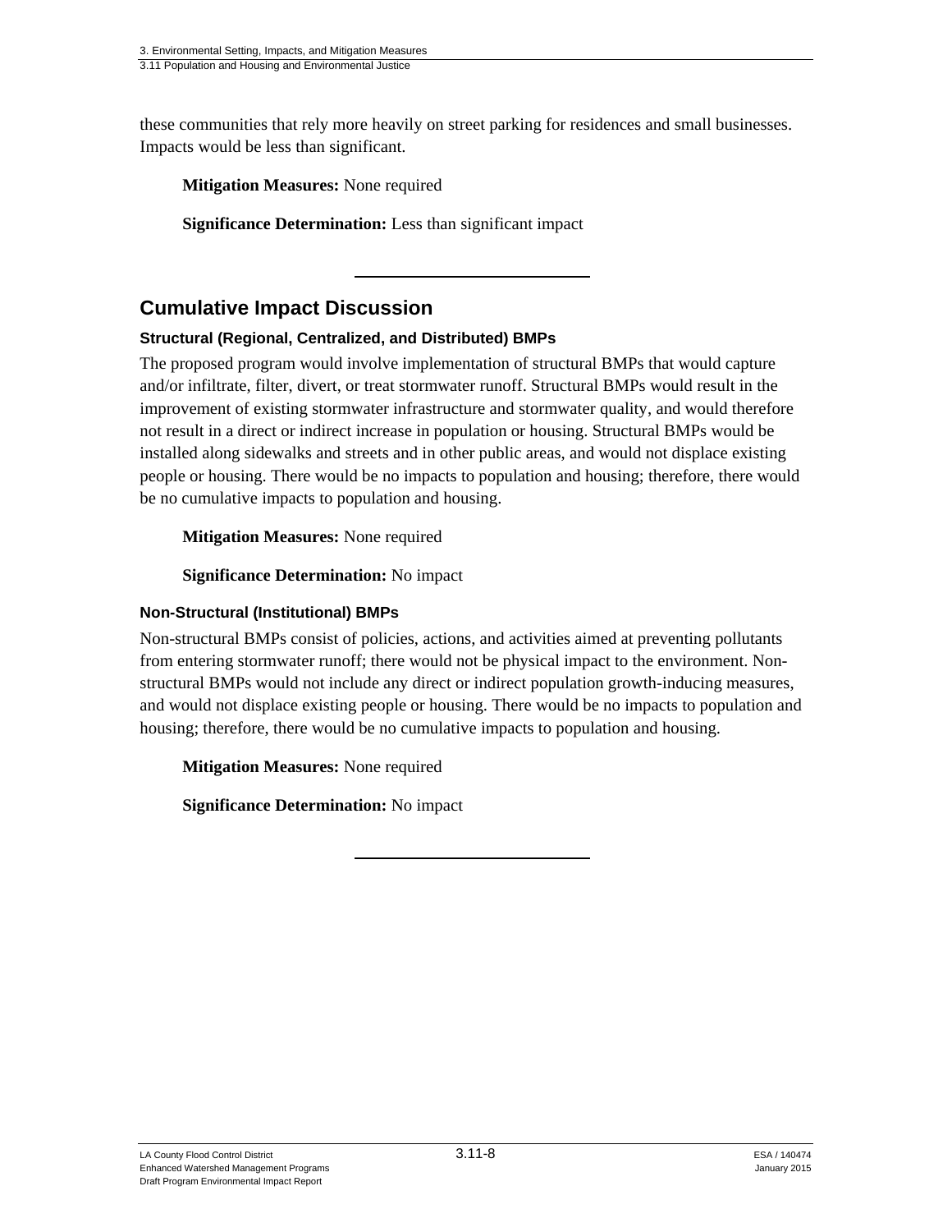these communities that rely more heavily on street parking for residences and small businesses. Impacts would be less than significant.

**Mitigation Measures:** None required

**Significance Determination:** Less than significant impact

---

## Cumulative Impact Discussion

### Structural (Regional, Centralized, and Distributed) BMPs

The proposed program would involve implementation of structural BMPs that would capture and/or infiltrate, filter, divert, or treat stormwater runoff. Structural BMPs would result in the improvement of existing stormwater infrastructure and stormwater quality, and would therefore not result in a direct or indirect increase in population or housing. Structural BMPs would be installed along sidewalks and streets and in other public areas, and would not displace existing people or housing. There would be no impacts to population and housing; therefore, there would be no cumulative impacts to population and housing.

**Mitigation Measures:** None required

**Significance Determination:** No impact

### Non-Structural (Institutional) BMPs

Non-structural BMPs consist of policies, actions, and activities aimed at preventing pollutants from entering stormwater runoff; there would not be physical impact to the environment. Non-structural BMPs would not include any direct or indirect population growth-inducing measures, and would not displace existing people or housing. There would be no impacts to population and housing; therefore, there would be no cumulative impacts to population and housing.

**Mitigation Measures:** None required

**Significance Determination:** No impact

---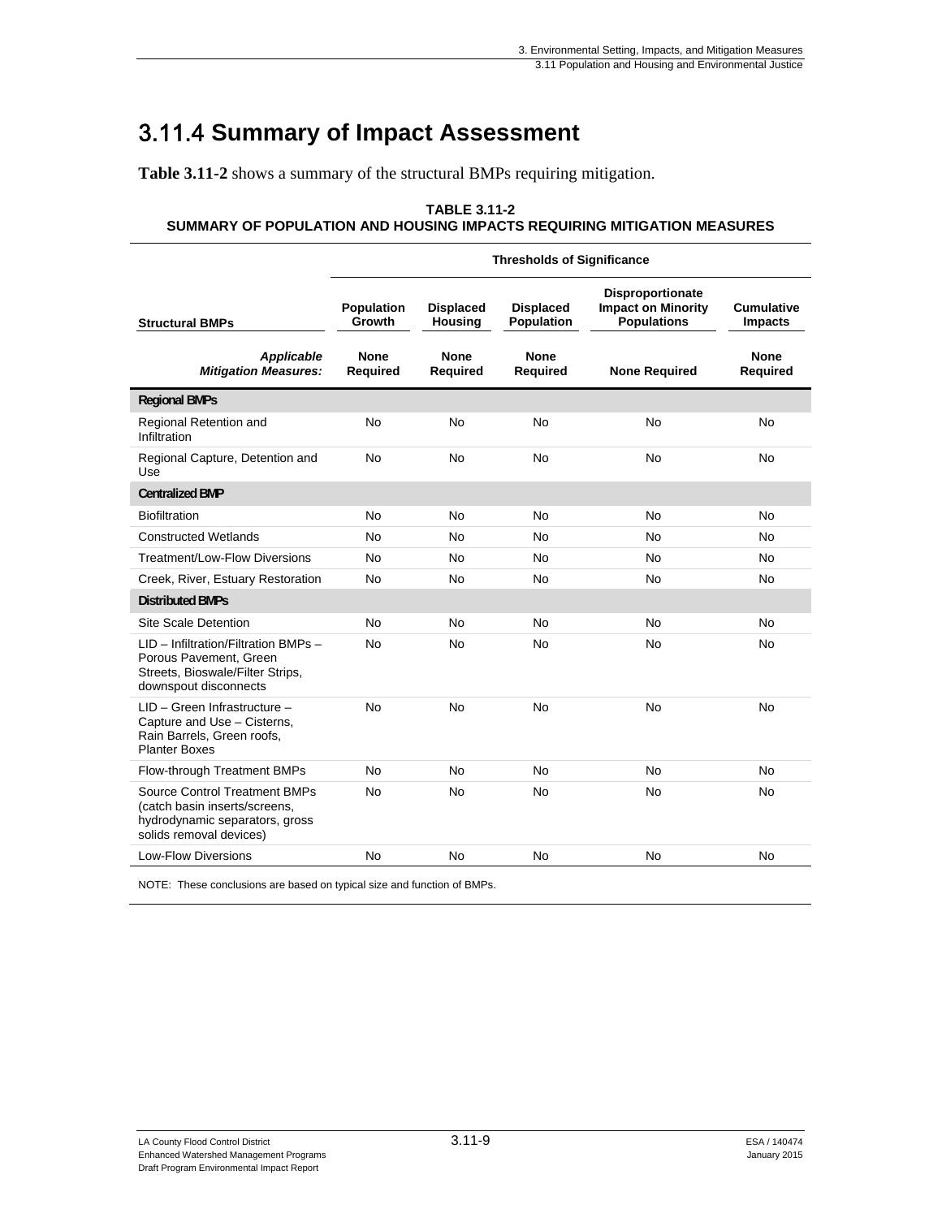## 3.11.4 Summary of Impact Assessment

**Table 3.11-2** shows a summary of the structural BMPs requiring mitigation.

**TABLE 3.11-2**
**SUMMARY OF POPULATION AND HOUSING IMPACTS REQUIRING MITIGATION MEASURES**

| | Thresholds of Significance | | | | |
|---|---|---|---|---|---|
| **Structural BMPs** | **Population Growth** | **Displaced Housing** | **Displaced Population** | **Disproportionate Impact on Minority Populations** | **Cumulative Impacts** |
| ***Applicable Mitigation Measures:*** | **None Required** | **None Required** | **None Required** | **None Required** | **None Required** |
| **Regional BMPs** | | | | | |
| Regional Retention and Infiltration | No | No | No | No | No |
| Regional Capture, Detention and Use | No | No | No | No | No |
| **Centralized BMP** | | | | | |
| Biofiltration | No | No | No | No | No |
| Constructed Wetlands | No | No | No | No | No |
| Treatment/Low-Flow Diversions | No | No | No | No | No |
| Creek, River, Estuary Restoration | No | No | No | No | No |
| **Distributed BMPs** | | | | | |
| Site Scale Detention | No | No | No | No | No |
| LID – Infiltration/Filtration BMPs – Porous Pavement, Green Streets, Bioswale/Filter Strips, downspout disconnects | No | No | No | No | No |
| LID – Green Infrastructure – Capture and Use – Cisterns, Rain Barrels, Green roofs, Planter Boxes | No | No | No | No | No |
| Flow-through Treatment BMPs | No | No | No | No | No |
| Source Control Treatment BMPs (catch basin inserts/screens, hydrodynamic separators, gross solids removal devices) | No | No | No | No | No |
| Low-Flow Diversions | No | No | No | No | No |

NOTE: These conclusions are based on typical size and function of BMPs.